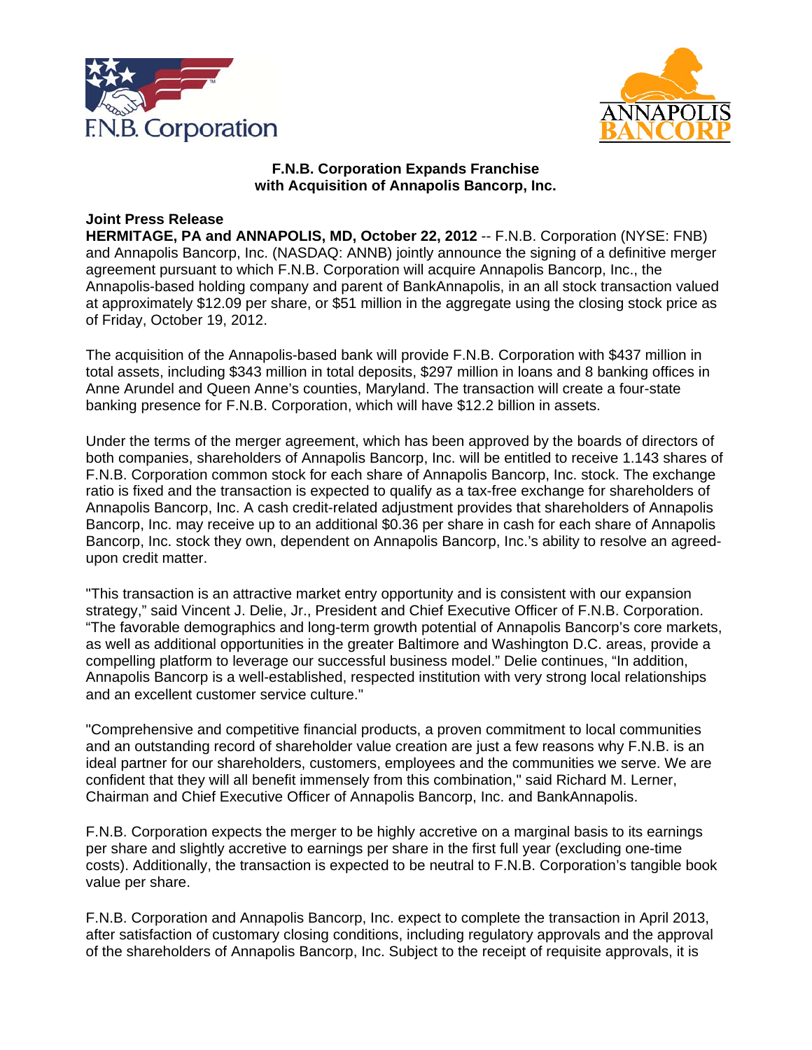# F.N.B. Corporation Expands Franchise with Acquisition of Annapolis Bancorp, Inc.

**Joint Press Release**

**HERMITAGE, PA and ANNAPOLIS, MD, October 22, 2012** -- F.N.B. Corporation (NYSE: FNB) and Annapolis Bancorp, Inc. (NASDAQ: ANNB) jointly announce the signing of a definitive merger agreement pursuant to which F.N.B. Corporation will acquire Annapolis Bancorp, Inc., the Annapolis-based holding company and parent of BankAnnapolis, in an all stock transaction valued at approximately $12.09 per share, or $51 million in the aggregate using the closing stock price as of Friday, October 19, 2012.

The acquisition of the Annapolis-based bank will provide F.N.B. Corporation with $437 million in total assets, including $343 million in total deposits, $297 million in loans and 8 banking offices in Anne Arundel and Queen Anne's counties, Maryland. The transaction will create a four-state banking presence for F.N.B. Corporation, which will have $12.2 billion in assets.

Under the terms of the merger agreement, which has been approved by the boards of directors of both companies, shareholders of Annapolis Bancorp, Inc. will be entitled to receive 1.143 shares of F.N.B. Corporation common stock for each share of Annapolis Bancorp, Inc. stock. The exchange ratio is fixed and the transaction is expected to qualify as a tax-free exchange for shareholders of Annapolis Bancorp, Inc. A cash credit-related adjustment provides that shareholders of Annapolis Bancorp, Inc. may receive up to an additional $0.36 per share in cash for each share of Annapolis Bancorp, Inc. stock they own, dependent on Annapolis Bancorp, Inc.'s ability to resolve an agreed-upon credit matter.

"This transaction is an attractive market entry opportunity and is consistent with our expansion strategy," said Vincent J. Delie, Jr., President and Chief Executive Officer of F.N.B. Corporation. "The favorable demographics and long-term growth potential of Annapolis Bancorp's core markets, as well as additional opportunities in the greater Baltimore and Washington D.C. areas, provide a compelling platform to leverage our successful business model." Delie continues, "In addition, Annapolis Bancorp is a well-established, respected institution with very strong local relationships and an excellent customer service culture."

"Comprehensive and competitive financial products, a proven commitment to local communities and an outstanding record of shareholder value creation are just a few reasons why F.N.B. is an ideal partner for our shareholders, customers, employees and the communities we serve. We are confident that they will all benefit immensely from this combination," said Richard M. Lerner, Chairman and Chief Executive Officer of Annapolis Bancorp, Inc. and BankAnnapolis.

F.N.B. Corporation expects the merger to be highly accretive on a marginal basis to its earnings per share and slightly accretive to earnings per share in the first full year (excluding one-time costs). Additionally, the transaction is expected to be neutral to F.N.B. Corporation's tangible book value per share.

F.N.B. Corporation and Annapolis Bancorp, Inc. expect to complete the transaction in April 2013, after satisfaction of customary closing conditions, including regulatory approvals and the approval of the shareholders of Annapolis Bancorp, Inc. Subject to the receipt of requisite approvals, it is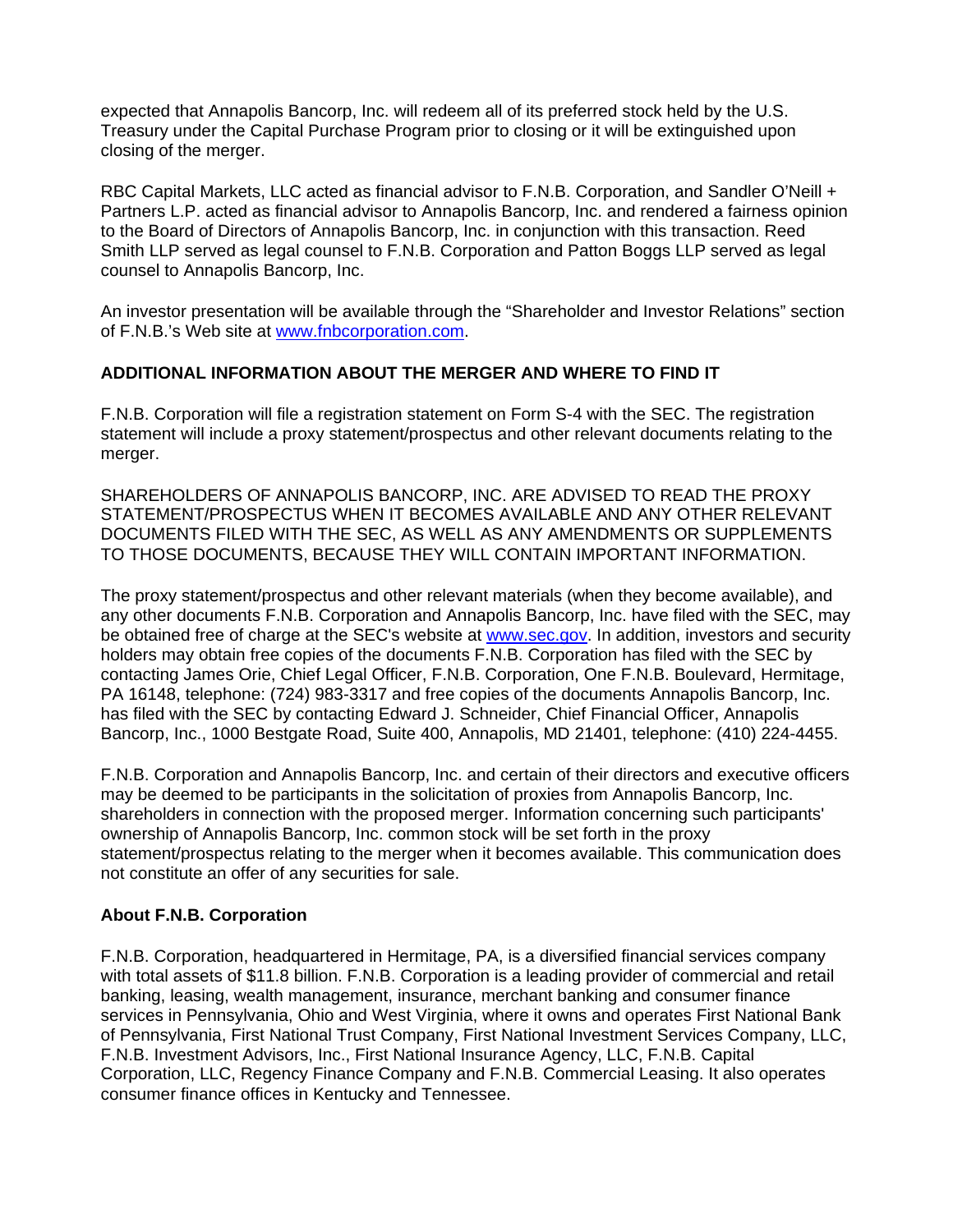expected that Annapolis Bancorp, Inc. will redeem all of its preferred stock held by the U.S. Treasury under the Capital Purchase Program prior to closing or it will be extinguished upon closing of the merger.

RBC Capital Markets, LLC acted as financial advisor to F.N.B. Corporation, and Sandler O'Neill + Partners L.P. acted as financial advisor to Annapolis Bancorp, Inc. and rendered a fairness opinion to the Board of Directors of Annapolis Bancorp, Inc. in conjunction with this transaction. Reed Smith LLP served as legal counsel to F.N.B. Corporation and Patton Boggs LLP served as legal counsel to Annapolis Bancorp, Inc.

An investor presentation will be available through the "Shareholder and Investor Relations" section of F.N.B.'s Web site at www.fnbcorporation.com.

**ADDITIONAL INFORMATION ABOUT THE MERGER AND WHERE TO FIND IT**

F.N.B. Corporation will file a registration statement on Form S-4 with the SEC. The registration statement will include a proxy statement/prospectus and other relevant documents relating to the merger.

SHAREHOLDERS OF ANNAPOLIS BANCORP, INC. ARE ADVISED TO READ THE PROXY STATEMENT/PROSPECTUS WHEN IT BECOMES AVAILABLE AND ANY OTHER RELEVANT DOCUMENTS FILED WITH THE SEC, AS WELL AS ANY AMENDMENTS OR SUPPLEMENTS TO THOSE DOCUMENTS, BECAUSE THEY WILL CONTAIN IMPORTANT INFORMATION.

The proxy statement/prospectus and other relevant materials (when they become available), and any other documents F.N.B. Corporation and Annapolis Bancorp, Inc. have filed with the SEC, may be obtained free of charge at the SEC's website at www.sec.gov. In addition, investors and security holders may obtain free copies of the documents F.N.B. Corporation has filed with the SEC by contacting James Orie, Chief Legal Officer, F.N.B. Corporation, One F.N.B. Boulevard, Hermitage, PA 16148, telephone: (724) 983-3317 and free copies of the documents Annapolis Bancorp, Inc. has filed with the SEC by contacting Edward J. Schneider, Chief Financial Officer, Annapolis Bancorp, Inc., 1000 Bestgate Road, Suite 400, Annapolis, MD 21401, telephone: (410) 224-4455.

F.N.B. Corporation and Annapolis Bancorp, Inc. and certain of their directors and executive officers may be deemed to be participants in the solicitation of proxies from Annapolis Bancorp, Inc. shareholders in connection with the proposed merger. Information concerning such participants' ownership of Annapolis Bancorp, Inc. common stock will be set forth in the proxy statement/prospectus relating to the merger when it becomes available. This communication does not constitute an offer of any securities for sale.

**About F.N.B. Corporation**

F.N.B. Corporation, headquartered in Hermitage, PA, is a diversified financial services company with total assets of $11.8 billion. F.N.B. Corporation is a leading provider of commercial and retail banking, leasing, wealth management, insurance, merchant banking and consumer finance services in Pennsylvania, Ohio and West Virginia, where it owns and operates First National Bank of Pennsylvania, First National Trust Company, First National Investment Services Company, LLC, F.N.B. Investment Advisors, Inc., First National Insurance Agency, LLC, F.N.B. Capital Corporation, LLC, Regency Finance Company and F.N.B. Commercial Leasing. It also operates consumer finance offices in Kentucky and Tennessee.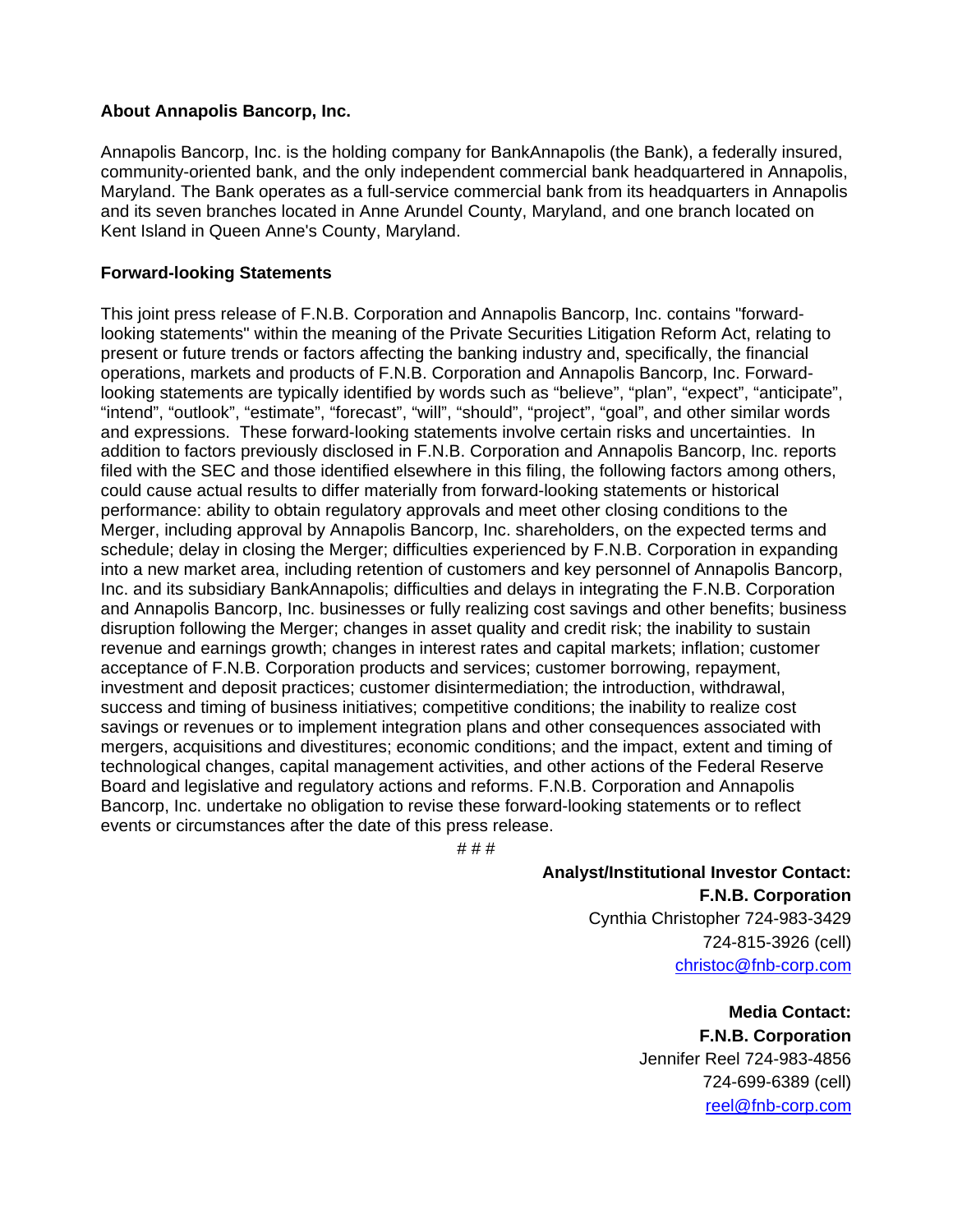**About Annapolis Bancorp, Inc.**

Annapolis Bancorp, Inc. is the holding company for BankAnnapolis (the Bank), a federally insured, community-oriented bank, and the only independent commercial bank headquartered in Annapolis, Maryland. The Bank operates as a full-service commercial bank from its headquarters in Annapolis and its seven branches located in Anne Arundel County, Maryland, and one branch located on Kent Island in Queen Anne's County, Maryland.

**Forward-looking Statements**

This joint press release of F.N.B. Corporation and Annapolis Bancorp, Inc. contains "forward-looking statements" within the meaning of the Private Securities Litigation Reform Act, relating to present or future trends or factors affecting the banking industry and, specifically, the financial operations, markets and products of F.N.B. Corporation and Annapolis Bancorp, Inc. Forward-looking statements are typically identified by words such as "believe", "plan", "expect", "anticipate", "intend", "outlook", "estimate", "forecast", "will", "should", "project", "goal", and other similar words and expressions. These forward-looking statements involve certain risks and uncertainties. In addition to factors previously disclosed in F.N.B. Corporation and Annapolis Bancorp, Inc. reports filed with the SEC and those identified elsewhere in this filing, the following factors among others, could cause actual results to differ materially from forward-looking statements or historical performance: ability to obtain regulatory approvals and meet other closing conditions to the Merger, including approval by Annapolis Bancorp, Inc. shareholders, on the expected terms and schedule; delay in closing the Merger; difficulties experienced by F.N.B. Corporation in expanding into a new market area, including retention of customers and key personnel of Annapolis Bancorp, Inc. and its subsidiary BankAnnapolis; difficulties and delays in integrating the F.N.B. Corporation and Annapolis Bancorp, Inc. businesses or fully realizing cost savings and other benefits; business disruption following the Merger; changes in asset quality and credit risk; the inability to sustain revenue and earnings growth; changes in interest rates and capital markets; inflation; customer acceptance of F.N.B. Corporation products and services; customer borrowing, repayment, investment and deposit practices; customer disintermediation; the introduction, withdrawal, success and timing of business initiatives; competitive conditions; the inability to realize cost savings or revenues or to implement integration plans and other consequences associated with mergers, acquisitions and divestitures; economic conditions; and the impact, extent and timing of technological changes, capital management activities, and other actions of the Federal Reserve Board and legislative and regulatory actions and reforms. F.N.B. Corporation and Annapolis Bancorp, Inc. undertake no obligation to revise these forward-looking statements or to reflect events or circumstances after the date of this press release.

# # #

**Analyst/Institutional Investor Contact:**
**F.N.B. Corporation**
Cynthia Christopher 724-983-3429
724-815-3926 (cell)
christoc@fnb-corp.com

**Media Contact:**
**F.N.B. Corporation**
Jennifer Reel 724-983-4856
724-699-6389 (cell)
reel@fnb-corp.com